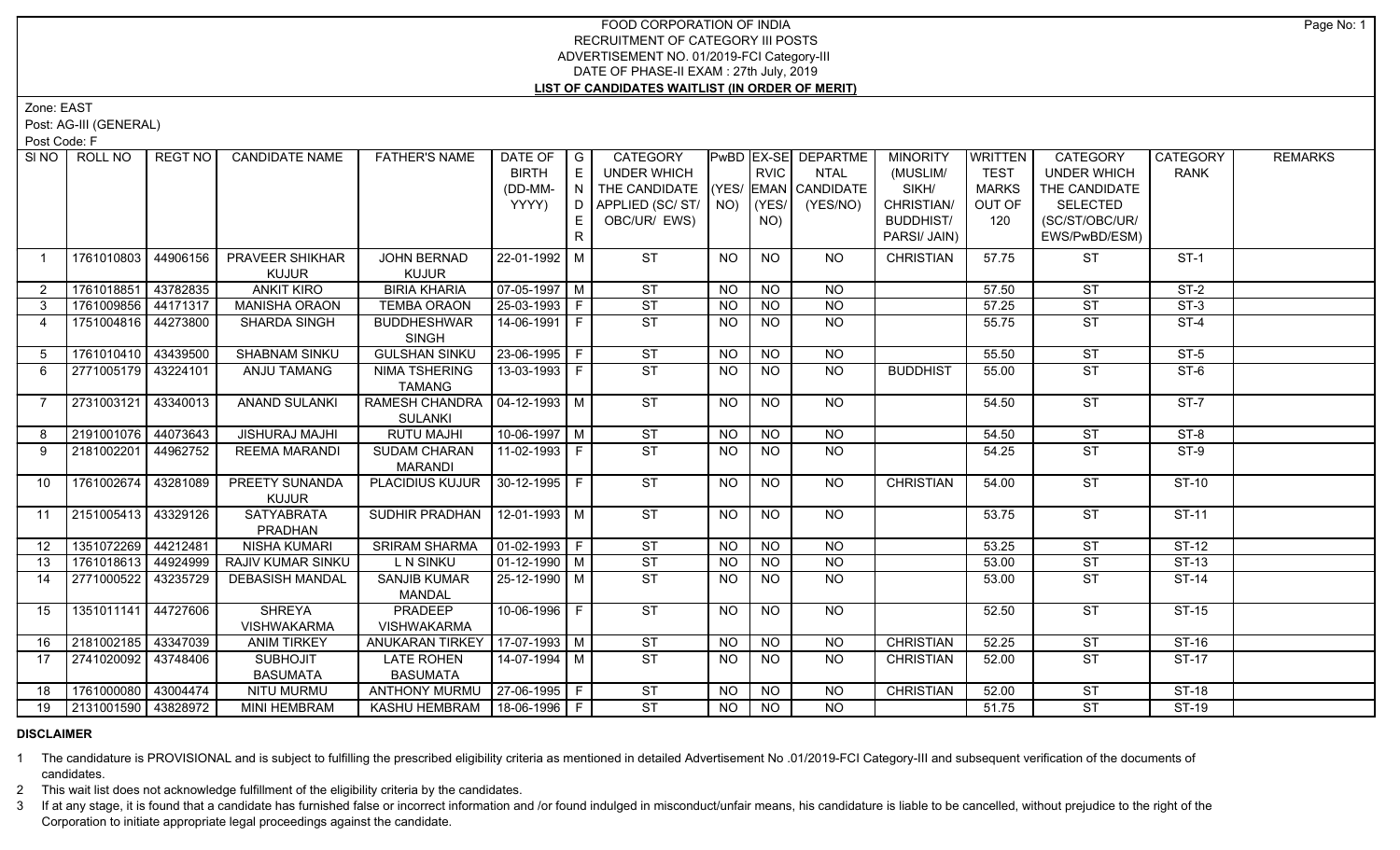# FOOD CORPORATION OF INDIA
## RECRUITMENT OF CATEGORY III POSTS
## ADVERTISEMENT NO. 01/2019-FCI Category-III
## DATE OF PHASE-II EXAM : 27th July, 2019
## LIST OF CANDIDATES WAITLIST (IN ORDER OF MERIT)

Zone: EAST

Post: AG-III (GENERAL)

Post Code: F

| SI NO | ROLL NO | REGT NO | CANDIDATE NAME | FATHER'S NAME | DATE OF BIRTH (DD-MM-YYYY) | GENDER | CATEGORY UNDER WHICH THE CANDIDATE APPLIED (SC/ ST/ OBC/UR/ EWS) | PwBD (YES/ NO) | EX-SERVICEMAN (YES/ NO) | DEPARTMENTAL CANDIDATE (YES/NO) | MINORITY (MUSLIM/ SIKH/ CHRISTIAN/ BUDDHIST/ PARSI/ JAIN) | WRITTEN TEST MARKS OUT OF 120 | CATEGORY UNDER WHICH THE CANDIDATE SELECTED (SC/ST/OBC/UR/ EWS/PwBD/ESM) | CATEGORY RANK | REMARKS |
|---|---|---|---|---|---|---|---|---|---|---|---|---|---|---|---|
| 1 | 1761010803 | 44906156 | PRAVEER SHIKHAR KUJUR | JOHN BERNAD KUJUR | 22-01-1992 | M | ST | NO | NO | NO | CHRISTIAN | 57.75 | ST | ST-1 | |
| 2 | 1761018851 | 43782835 | ANKIT KIRO | BIRIA KHARIA | 07-05-1997 | M | ST | NO | NO | NO | | 57.50 | ST | ST-2 | |
| 3 | 1761009856 | 44171317 | MANISHA ORAON | TEMBA ORAON | 25-03-1993 | F | ST | NO | NO | NO | | 57.25 | ST | ST-3 | |
| 4 | 1751004816 | 44273800 | SHARDA SINGH | BUDDHESHWAR SINGH | 14-06-1991 | F | ST | NO | NO | NO | | 55.75 | ST | ST-4 | |
| 5 | 1761010410 | 43439500 | SHABNAM SINKU | GULSHAN SINKU | 23-06-1995 | F | ST | NO | NO | NO | | 55.50 | ST | ST-5 | |
| 6 | 2771005179 | 43224101 | ANJU TAMANG | NIMA TSHERING TAMANG | 13-03-1993 | F | ST | NO | NO | NO | BUDDHIST | 55.00 | ST | ST-6 | |
| 7 | 2731003121 | 43340013 | ANAND SULANKI | RAMESH CHANDRA SULANKI | 04-12-1993 | M | ST | NO | NO | NO | | 54.50 | ST | ST-7 | |
| 8 | 2191001076 | 44073643 | JISHURAJ MAJHI | RUTU MAJHI | 10-06-1997 | M | ST | NO | NO | NO | | 54.50 | ST | ST-8 | |
| 9 | 2181002201 | 44962752 | REEMA MARANDI | SUDAM CHARAN MARANDI | 11-02-1993 | F | ST | NO | NO | NO | | 54.25 | ST | ST-9 | |
| 10 | 1761002674 | 43281089 | PREETY SUNANDA KUJUR | PLACIDIUS KUJUR | 30-12-1995 | F | ST | NO | NO | NO | CHRISTIAN | 54.00 | ST | ST-10 | |
| 11 | 2151005413 | 43329126 | SATYABRATA PRADHAN | SUDHIR PRADHAN | 12-01-1993 | M | ST | NO | NO | NO | | 53.75 | ST | ST-11 | |
| 12 | 1351072269 | 44212481 | NISHA KUMARI | SRIRAM SHARMA | 01-02-1993 | F | ST | NO | NO | NO | | 53.25 | ST | ST-12 | |
| 13 | 1761018613 | 44924999 | RAJIV KUMAR SINKU | L N SINKU | 01-12-1990 | M | ST | NO | NO | NO | | 53.00 | ST | ST-13 | |
| 14 | 2771000522 | 43235729 | DEBASISH MANDAL | SANJIB KUMAR MANDAL | 25-12-1990 | M | ST | NO | NO | NO | | 53.00 | ST | ST-14 | |
| 15 | 1351011141 | 44727606 | SHREYA VISHWAKARMA | PRADEEP VISHWAKARMA | 10-06-1996 | F | ST | NO | NO | NO | | 52.50 | ST | ST-15 | |
| 16 | 2181002185 | 43347039 | ANIM TIRKEY | ANUKARAN TIRKEY | 17-07-1993 | M | ST | NO | NO | NO | CHRISTIAN | 52.25 | ST | ST-16 | |
| 17 | 2741020092 | 43748406 | SUBHOJIT BASUMATA | LATE ROHEN BASUMATA | 14-07-1994 | M | ST | NO | NO | NO | CHRISTIAN | 52.00 | ST | ST-17 | |
| 18 | 1761000080 | 43004474 | NITU MURMU | ANTHONY MURMU | 27-06-1995 | F | ST | NO | NO | NO | CHRISTIAN | 52.00 | ST | ST-18 | |
| 19 | 2131001590 | 43828972 | MINI HEMBRAM | KASHU HEMBRAM | 18-06-1996 | F | ST | NO | NO | NO | | 51.75 | ST | ST-19 | |

**DISCLAIMER**

1 The candidature is PROVISIONAL and is subject to fulfilling the prescribed eligibility criteria as mentioned in detailed Advertisement No .01/2019-FCI Category-III and subsequent verification of the documents of candidates.

2 This wait list does not acknowledge fulfillment of the eligibility criteria by the candidates.

3 If at any stage, it is found that a candidate has furnished false or incorrect information and /or found indulged in misconduct/unfair means, his candidature is liable to be cancelled, without prejudice to the right of the Corporation to initiate appropriate legal proceedings against the candidate.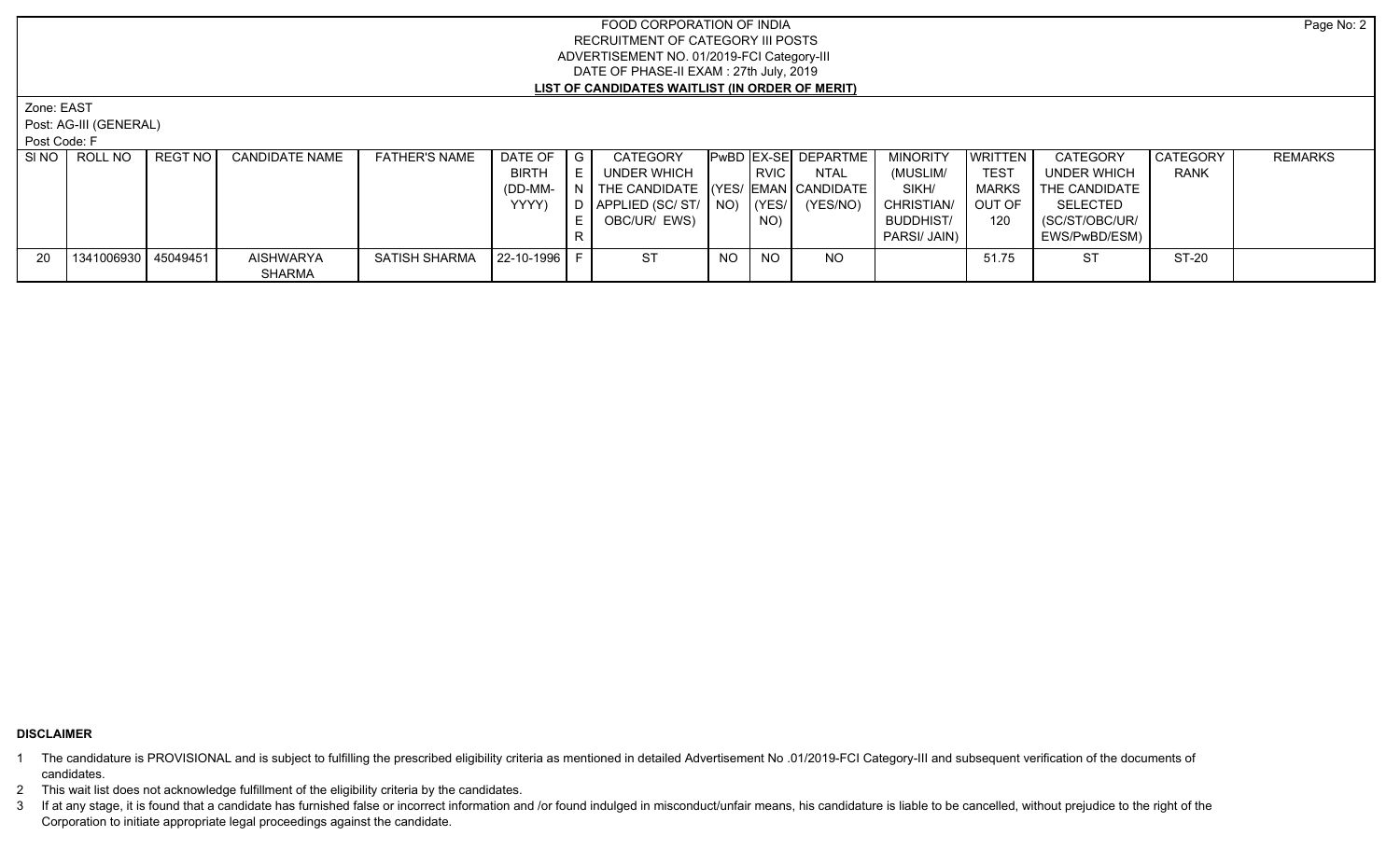FOOD CORPORATION OF INDIA
RECRUITMENT OF CATEGORY III POSTS
ADVERTISEMENT NO. 01/2019-FCI Category-III
DATE OF PHASE-II EXAM : 27th July, 2019

**LIST OF CANDIDATES WAITLIST (IN ORDER OF MERIT)**

Zone: EAST

Post: AG-III (GENERAL)

Post Code: F

| Sl NO | ROLL NO | REGT NO | CANDIDATE NAME | FATHER'S NAME | DATE OF BIRTH (DD-MM-YYYY) | GENDER | CATEGORY UNDER WHICH THE CANDIDATE APPLIED (SC/ ST/ OBC/UR/ EWS) | PwBD (YES/ NO) | EX-SERVICEMAN (YES/ NO) | DEPARTMENTAL CANDIDATE (YES/NO) | MINORITY (MUSLIM/ SIKH/ CHRISTIAN/ BUDDHIST/ PARSI/ JAIN) | WRITTEN TEST MARKS OUT OF 120 | CATEGORY UNDER WHICH THE CANDIDATE SELECTED (SC/ST/OBC/UR/ EWS/PwBD/ESM) | CATEGORY RANK | REMARKS |
|---|---|---|---|---|---|---|---|---|---|---|---|---|---|---|---|
| 20 | 1341006930 | 45049451 | AISHWARYA SHARMA | SATISH SHARMA | 22-10-1996 | F | ST | NO | NO | NO | | 51.75 | ST | ST-20 | |

**DISCLAIMER**

1 The candidature is PROVISIONAL and is subject to fulfilling the prescribed eligibility criteria as mentioned in detailed Advertisement No .01/2019-FCI Category-III and subsequent verification of the documents of candidates.
2 This wait list does not acknowledge fulfillment of the eligibility criteria by the candidates.
3 If at any stage, it is found that a candidate has furnished false or incorrect information and /or found indulged in misconduct/unfair means, his candidature is liable to be cancelled, without prejudice to the right of the Corporation to initiate appropriate legal proceedings against the candidate.